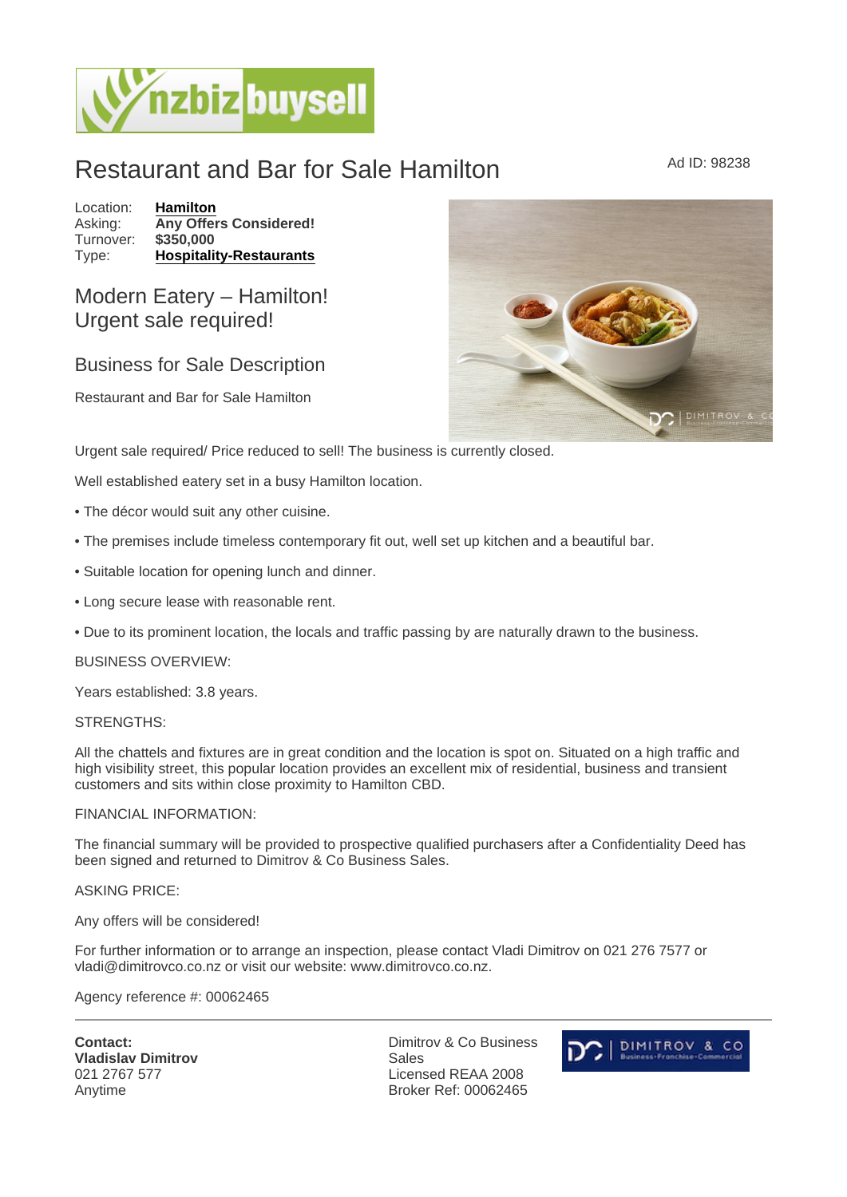# Restaurant and Bar for Sale Hamilton

Ad ID: 98238

Location: **Hamilton**
Asking: **Any Offers Considered!**
Turnover: **$350,000**
Type: **Hospitality-Restaurants**

## Modern Eatery – Hamilton! Urgent sale required!

### Business for Sale Description

Restaurant and Bar for Sale Hamilton

Urgent sale required/ Price reduced to sell! The business is currently closed.

Well established eatery set in a busy Hamilton location.

• The décor would suit any other cuisine.

• The premises include timeless contemporary fit out, well set up kitchen and a beautiful bar.

• Suitable location for opening lunch and dinner.

• Long secure lease with reasonable rent.

• Due to its prominent location, the locals and traffic passing by are naturally drawn to the business.

BUSINESS OVERVIEW:

Years established: 3.8 years.

STRENGTHS:

All the chattels and fixtures are in great condition and the location is spot on. Situated on a high traffic and high visibility street, this popular location provides an excellent mix of residential, business and transient customers and sits within close proximity to Hamilton CBD.

FINANCIAL INFORMATION:

The financial summary will be provided to prospective qualified purchasers after a Confidentiality Deed has been signed and returned to Dimitrov & Co Business Sales.

ASKING PRICE:

Any offers will be considered!

For further information or to arrange an inspection, please contact Vladi Dimitrov on 021 276 7577 or vladi@dimitrovco.co.nz or visit our website: www.dimitrovco.co.nz.

Agency reference #: 00062465

---

**Contact:**
**Vladislav Dimitrov**
021 2767 577
Anytime

Dimitrov & Co Business Sales
Licensed REAA 2008
Broker Ref: 00062465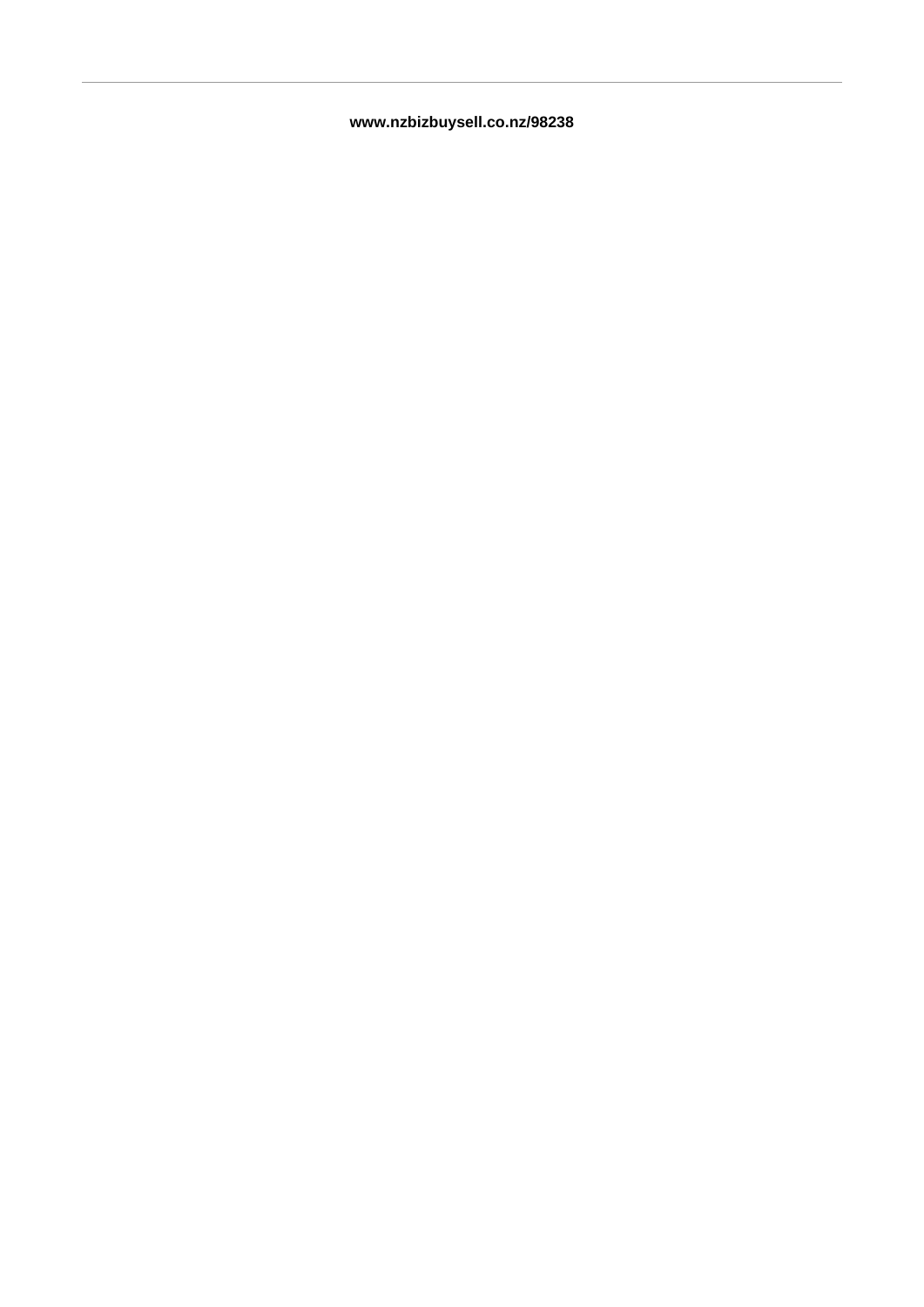**www.nzbizbuysell.co.nz/98238**